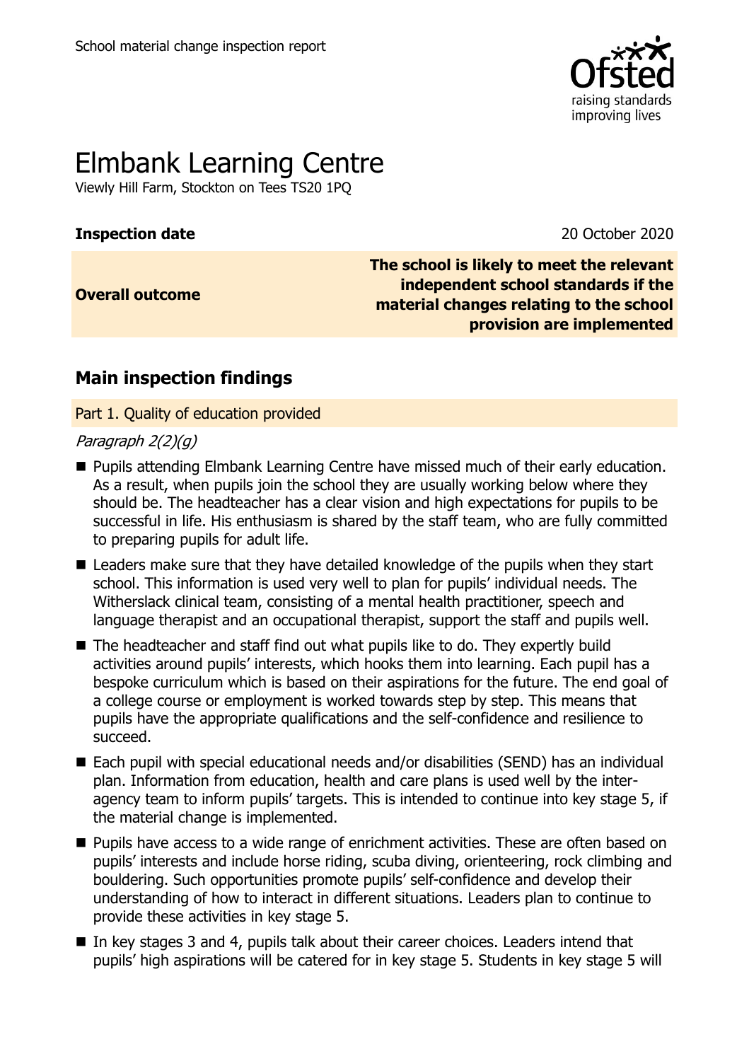School material change inspection report

# Elmbank Learning Centre

Viewly Hill Farm, Stockton on Tees TS20 1PQ

| | |
|---|---|
| **Inspection date** | 20 October 2020 |
| **Overall outcome** | **The school is likely to meet the relevant independent school standards if the material changes relating to the school provision are implemented** |

## Main inspection findings

### Part 1. Quality of education provided

*Paragraph 2(2)(g)*

- Pupils attending Elmbank Learning Centre have missed much of their early education. As a result, when pupils join the school they are usually working below where they should be. The headteacher has a clear vision and high expectations for pupils to be successful in life. His enthusiasm is shared by the staff team, who are fully committed to preparing pupils for adult life.
- Leaders make sure that they have detailed knowledge of the pupils when they start school. This information is used very well to plan for pupils' individual needs. The Witherslack clinical team, consisting of a mental health practitioner, speech and language therapist and an occupational therapist, support the staff and pupils well.
- The headteacher and staff find out what pupils like to do. They expertly build activities around pupils' interests, which hooks them into learning. Each pupil has a bespoke curriculum which is based on their aspirations for the future. The end goal of a college course or employment is worked towards step by step. This means that pupils have the appropriate qualifications and the self-confidence and resilience to succeed.
- Each pupil with special educational needs and/or disabilities (SEND) has an individual plan. Information from education, health and care plans is used well by the inter-agency team to inform pupils' targets. This is intended to continue into key stage 5, if the material change is implemented.
- Pupils have access to a wide range of enrichment activities. These are often based on pupils' interests and include horse riding, scuba diving, orienteering, rock climbing and bouldering. Such opportunities promote pupils' self-confidence and develop their understanding of how to interact in different situations. Leaders plan to continue to provide these activities in key stage 5.
- In key stages 3 and 4, pupils talk about their career choices. Leaders intend that pupils' high aspirations will be catered for in key stage 5. Students in key stage 5 will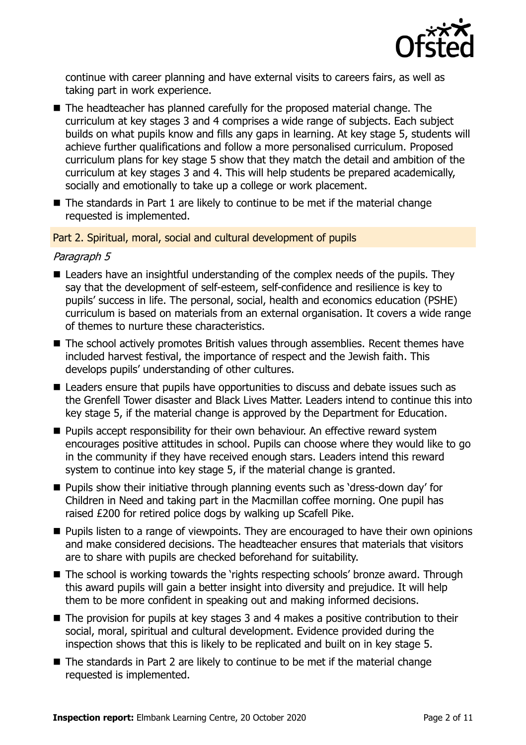continue with career planning and have external visits to careers fairs, as well as taking part in work experience.

- The headteacher has planned carefully for the proposed material change. The curriculum at key stages 3 and 4 comprises a wide range of subjects. Each subject builds on what pupils know and fills any gaps in learning. At key stage 5, students will achieve further qualifications and follow a more personalised curriculum. Proposed curriculum plans for key stage 5 show that they match the detail and ambition of the curriculum at key stages 3 and 4. This will help students be prepared academically, socially and emotionally to take up a college or work placement.
- The standards in Part 1 are likely to continue to be met if the material change requested is implemented.

## Part 2. Spiritual, moral, social and cultural development of pupils

*Paragraph 5*

- Leaders have an insightful understanding of the complex needs of the pupils. They say that the development of self-esteem, self-confidence and resilience is key to pupils' success in life. The personal, social, health and economics education (PSHE) curriculum is based on materials from an external organisation. It covers a wide range of themes to nurture these characteristics.
- The school actively promotes British values through assemblies. Recent themes have included harvest festival, the importance of respect and the Jewish faith. This develops pupils' understanding of other cultures.
- Leaders ensure that pupils have opportunities to discuss and debate issues such as the Grenfell Tower disaster and Black Lives Matter. Leaders intend to continue this into key stage 5, if the material change is approved by the Department for Education.
- Pupils accept responsibility for their own behaviour. An effective reward system encourages positive attitudes in school. Pupils can choose where they would like to go in the community if they have received enough stars. Leaders intend this reward system to continue into key stage 5, if the material change is granted.
- Pupils show their initiative through planning events such as 'dress-down day' for Children in Need and taking part in the Macmillan coffee morning. One pupil has raised £200 for retired police dogs by walking up Scafell Pike.
- Pupils listen to a range of viewpoints. They are encouraged to have their own opinions and make considered decisions. The headteacher ensures that materials that visitors are to share with pupils are checked beforehand for suitability.
- The school is working towards the 'rights respecting schools' bronze award. Through this award pupils will gain a better insight into diversity and prejudice. It will help them to be more confident in speaking out and making informed decisions.
- The provision for pupils at key stages 3 and 4 makes a positive contribution to their social, moral, spiritual and cultural development. Evidence provided during the inspection shows that this is likely to be replicated and built on in key stage 5.
- The standards in Part 2 are likely to continue to be met if the material change requested is implemented.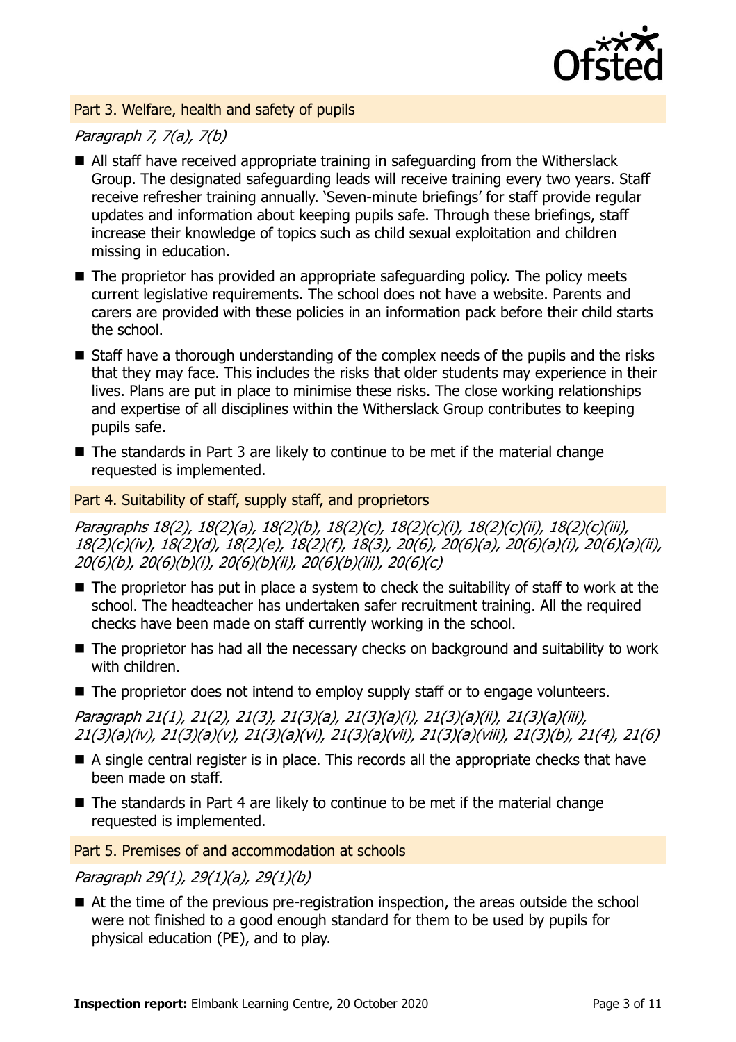## Part 3. Welfare, health and safety of pupils

*Paragraph 7, 7(a), 7(b)*

- All staff have received appropriate training in safeguarding from the Witherslack Group. The designated safeguarding leads will receive training every two years. Staff receive refresher training annually. 'Seven-minute briefings' for staff provide regular updates and information about keeping pupils safe. Through these briefings, staff increase their knowledge of topics such as child sexual exploitation and children missing in education.
- The proprietor has provided an appropriate safeguarding policy. The policy meets current legislative requirements. The school does not have a website. Parents and carers are provided with these policies in an information pack before their child starts the school.
- Staff have a thorough understanding of the complex needs of the pupils and the risks that they may face. This includes the risks that older students may experience in their lives. Plans are put in place to minimise these risks. The close working relationships and expertise of all disciplines within the Witherslack Group contributes to keeping pupils safe.
- The standards in Part 3 are likely to continue to be met if the material change requested is implemented.

## Part 4. Suitability of staff, supply staff, and proprietors

*Paragraphs 18(2), 18(2)(a), 18(2)(b), 18(2)(c), 18(2)(c)(i), 18(2)(c)(ii), 18(2)(c)(iii), 18(2)(c)(iv), 18(2)(d), 18(2)(e), 18(2)(f), 18(3), 20(6), 20(6)(a), 20(6)(a)(i), 20(6)(a)(ii), 20(6)(b), 20(6)(b)(i), 20(6)(b)(ii), 20(6)(b)(iii), 20(6)(c)*

- The proprietor has put in place a system to check the suitability of staff to work at the school. The headteacher has undertaken safer recruitment training. All the required checks have been made on staff currently working in the school.
- The proprietor has had all the necessary checks on background and suitability to work with children.
- The proprietor does not intend to employ supply staff or to engage volunteers.

*Paragraph 21(1), 21(2), 21(3), 21(3)(a), 21(3)(a)(i), 21(3)(a)(ii), 21(3)(a)(iii), 21(3)(a)(iv), 21(3)(a)(v), 21(3)(a)(vi), 21(3)(a)(vii), 21(3)(a)(viii), 21(3)(b), 21(4), 21(6)*

- A single central register is in place. This records all the appropriate checks that have been made on staff.
- The standards in Part 4 are likely to continue to be met if the material change requested is implemented.

## Part 5. Premises of and accommodation at schools

*Paragraph 29(1), 29(1)(a), 29(1)(b)*

- At the time of the previous pre-registration inspection, the areas outside the school were not finished to a good enough standard for them to be used by pupils for physical education (PE), and to play.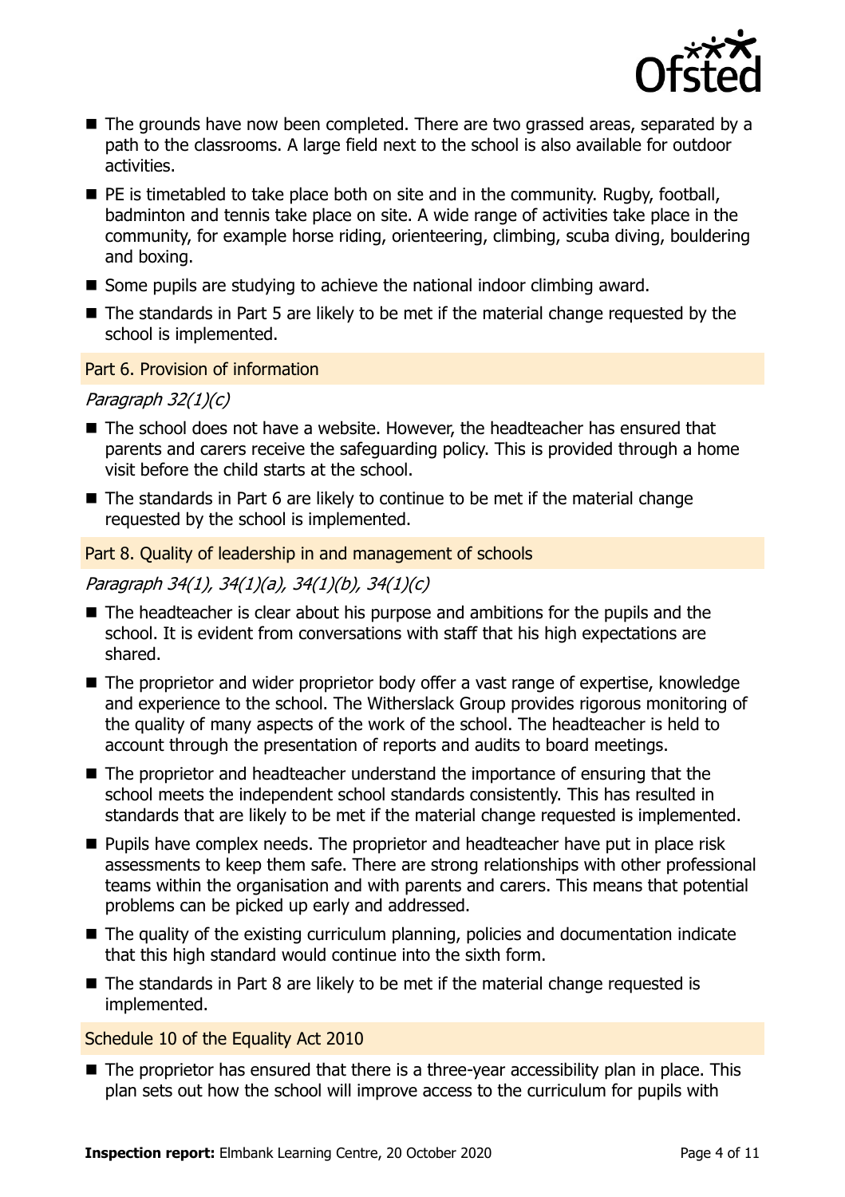- The grounds have now been completed. There are two grassed areas, separated by a path to the classrooms. A large field next to the school is also available for outdoor activities.
- PE is timetabled to take place both on site and in the community. Rugby, football, badminton and tennis take place on site. A wide range of activities take place in the community, for example horse riding, orienteering, climbing, scuba diving, bouldering and boxing.
- Some pupils are studying to achieve the national indoor climbing award.
- The standards in Part 5 are likely to be met if the material change requested by the school is implemented.

### Part 6. Provision of information

*Paragraph 32(1)(c)*

- The school does not have a website. However, the headteacher has ensured that parents and carers receive the safeguarding policy. This is provided through a home visit before the child starts at the school.
- The standards in Part 6 are likely to continue to be met if the material change requested by the school is implemented.

### Part 8. Quality of leadership in and management of schools

*Paragraph 34(1), 34(1)(a), 34(1)(b), 34(1)(c)*

- The headteacher is clear about his purpose and ambitions for the pupils and the school. It is evident from conversations with staff that his high expectations are shared.
- The proprietor and wider proprietor body offer a vast range of expertise, knowledge and experience to the school. The Witherslack Group provides rigorous monitoring of the quality of many aspects of the work of the school. The headteacher is held to account through the presentation of reports and audits to board meetings.
- The proprietor and headteacher understand the importance of ensuring that the school meets the independent school standards consistently. This has resulted in standards that are likely to be met if the material change requested is implemented.
- Pupils have complex needs. The proprietor and headteacher have put in place risk assessments to keep them safe. There are strong relationships with other professional teams within the organisation and with parents and carers. This means that potential problems can be picked up early and addressed.
- The quality of the existing curriculum planning, policies and documentation indicate that this high standard would continue into the sixth form.
- The standards in Part 8 are likely to be met if the material change requested is implemented.

### Schedule 10 of the Equality Act 2010

- The proprietor has ensured that there is a three-year accessibility plan in place. This plan sets out how the school will improve access to the curriculum for pupils with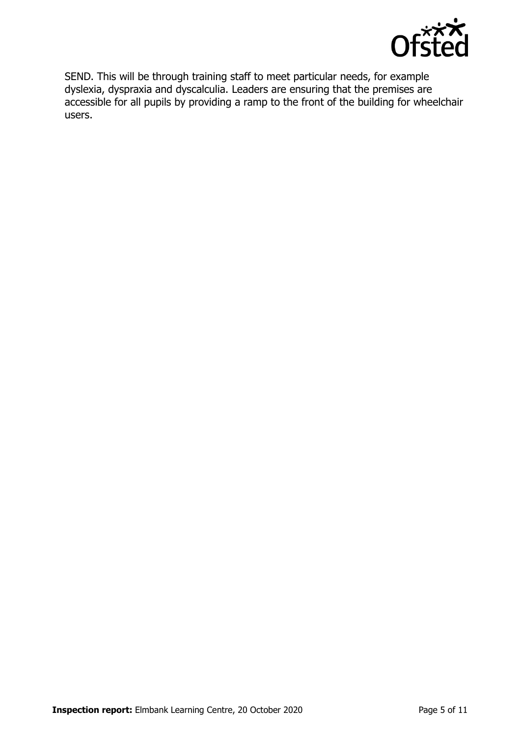SEND. This will be through training staff to meet particular needs, for example dyslexia, dyspraxia and dyscalculia. Leaders are ensuring that the premises are accessible for all pupils by providing a ramp to the front of the building for wheelchair users.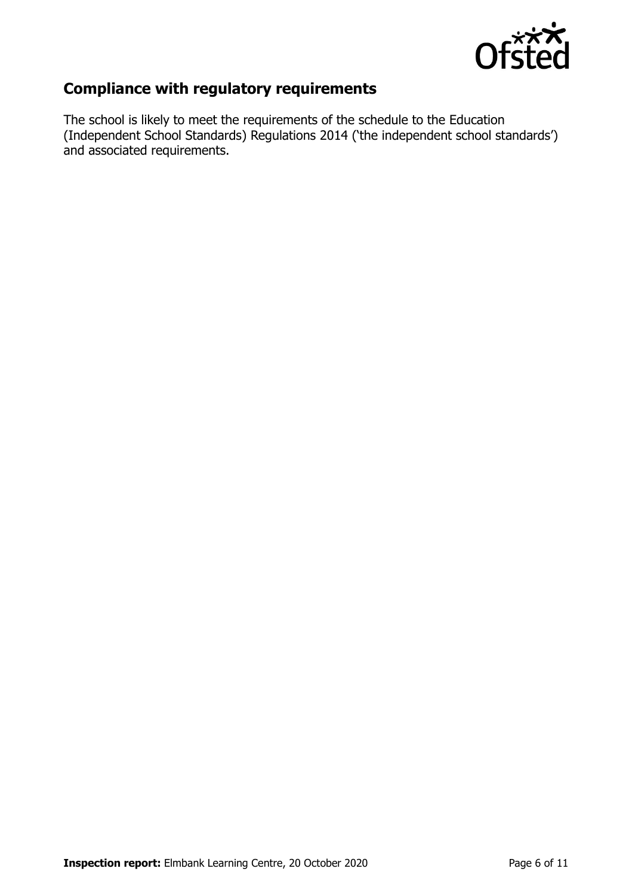## Compliance with regulatory requirements

The school is likely to meet the requirements of the schedule to the Education (Independent School Standards) Regulations 2014 ('the independent school standards') and associated requirements.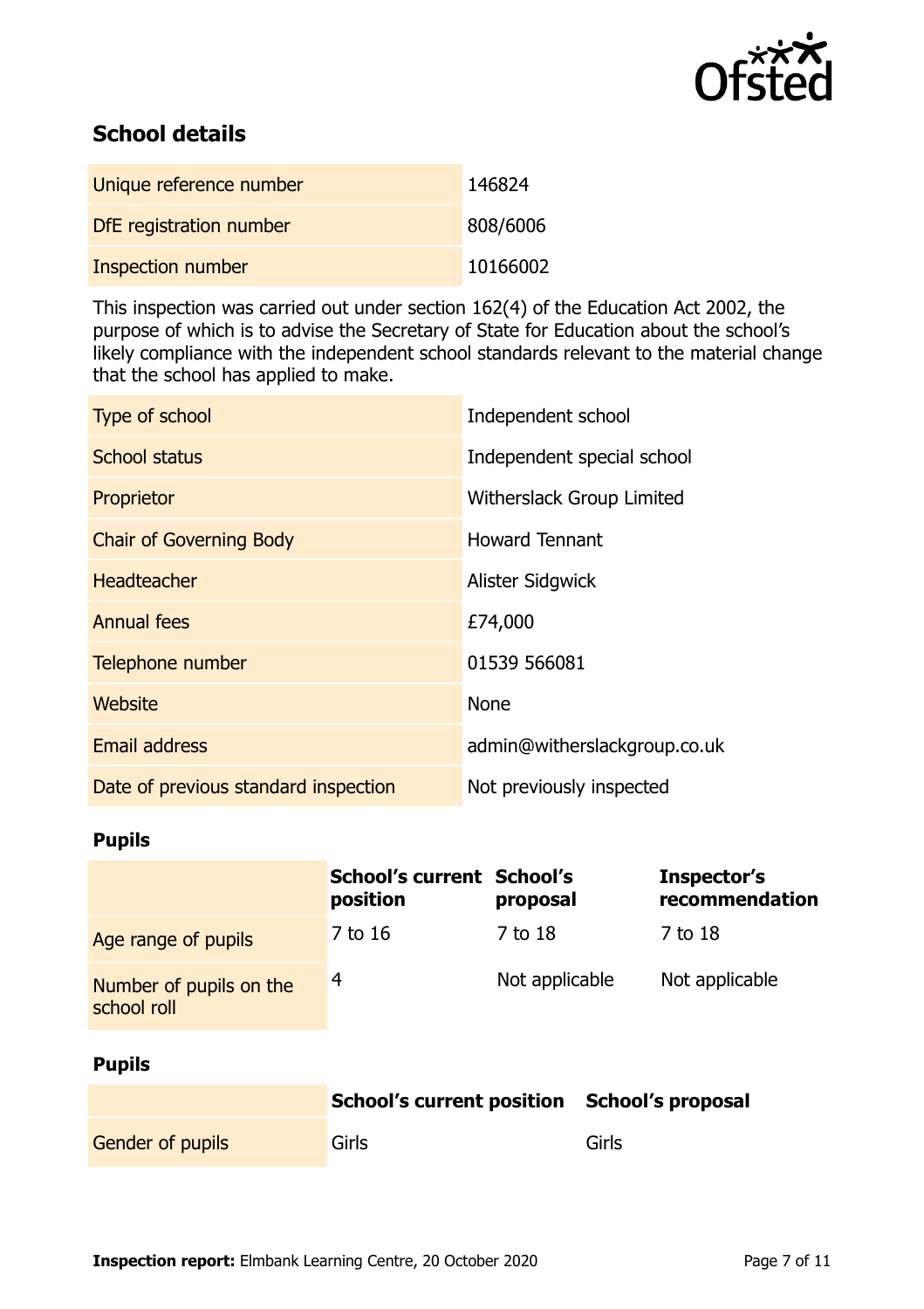## School details

| | |
|---|---|
| Unique reference number | 146824 |
| DfE registration number | 808/6006 |
| Inspection number | 10166002 |

This inspection was carried out under section 162(4) of the Education Act 2002, the purpose of which is to advise the Secretary of State for Education about the school's likely compliance with the independent school standards relevant to the material change that the school has applied to make.

| | |
|---|---|
| Type of school | Independent school |
| School status | Independent special school |
| Proprietor | Witherslack Group Limited |
| Chair of Governing Body | Howard Tennant |
| Headteacher | Alister Sidgwick |
| Annual fees | £74,000 |
| Telephone number | 01539 566081 |
| Website | None |
| Email address | admin@witherslackgroup.co.uk |
| Date of previous standard inspection | Not previously inspected |

### Pupils

| | School's current position | School's proposal | Inspector's recommendation |
|---|---|---|---|
| Age range of pupils | 7 to 16 | 7 to 18 | 7 to 18 |
| Number of pupils on the school roll | 4 | Not applicable | Not applicable |

### Pupils

| | School's current position | School's proposal |
|---|---|---|
| Gender of pupils | Girls | Girls |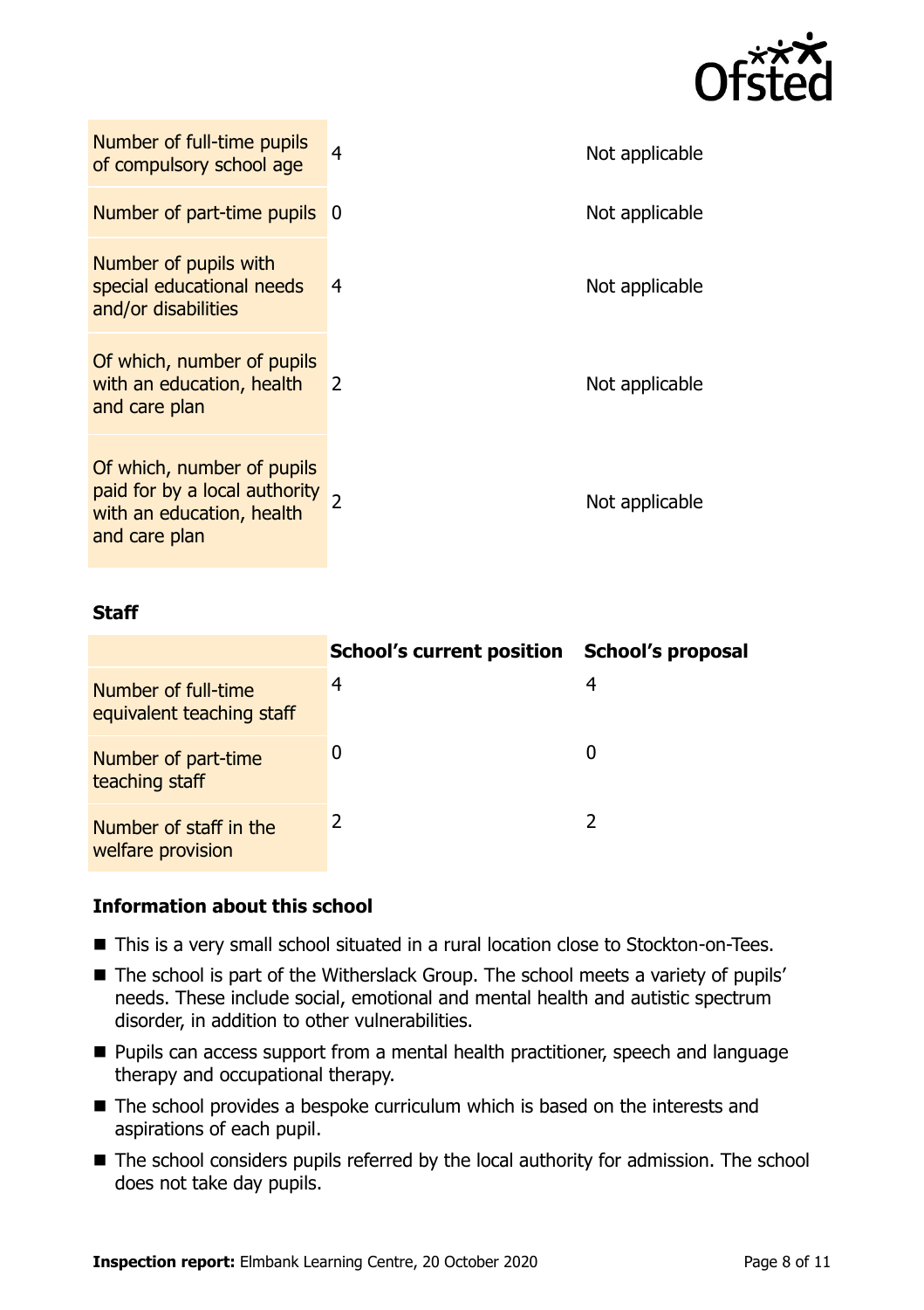| | | |
|---|---|---|
| Number of full-time pupils of compulsory school age | 4 | Not applicable |
| Number of part-time pupils | 0 | Not applicable |
| Number of pupils with special educational needs and/or disabilities | 4 | Not applicable |
| Of which, number of pupils with an education, health and care plan | 2 | Not applicable |
| Of which, number of pupils paid for by a local authority with an education, health and care plan | 2 | Not applicable |

**Staff**

| | School's current position | School's proposal |
|---|---|---|
| Number of full-time equivalent teaching staff | 4 | 4 |
| Number of part-time teaching staff | 0 | 0 |
| Number of staff in the welfare provision | 2 | 2 |

### Information about this school

- This is a very small school situated in a rural location close to Stockton-on-Tees.
- The school is part of the Witherslack Group. The school meets a variety of pupils' needs. These include social, emotional and mental health and autistic spectrum disorder, in addition to other vulnerabilities.
- Pupils can access support from a mental health practitioner, speech and language therapy and occupational therapy.
- The school provides a bespoke curriculum which is based on the interests and aspirations of each pupil.
- The school considers pupils referred by the local authority for admission. The school does not take day pupils.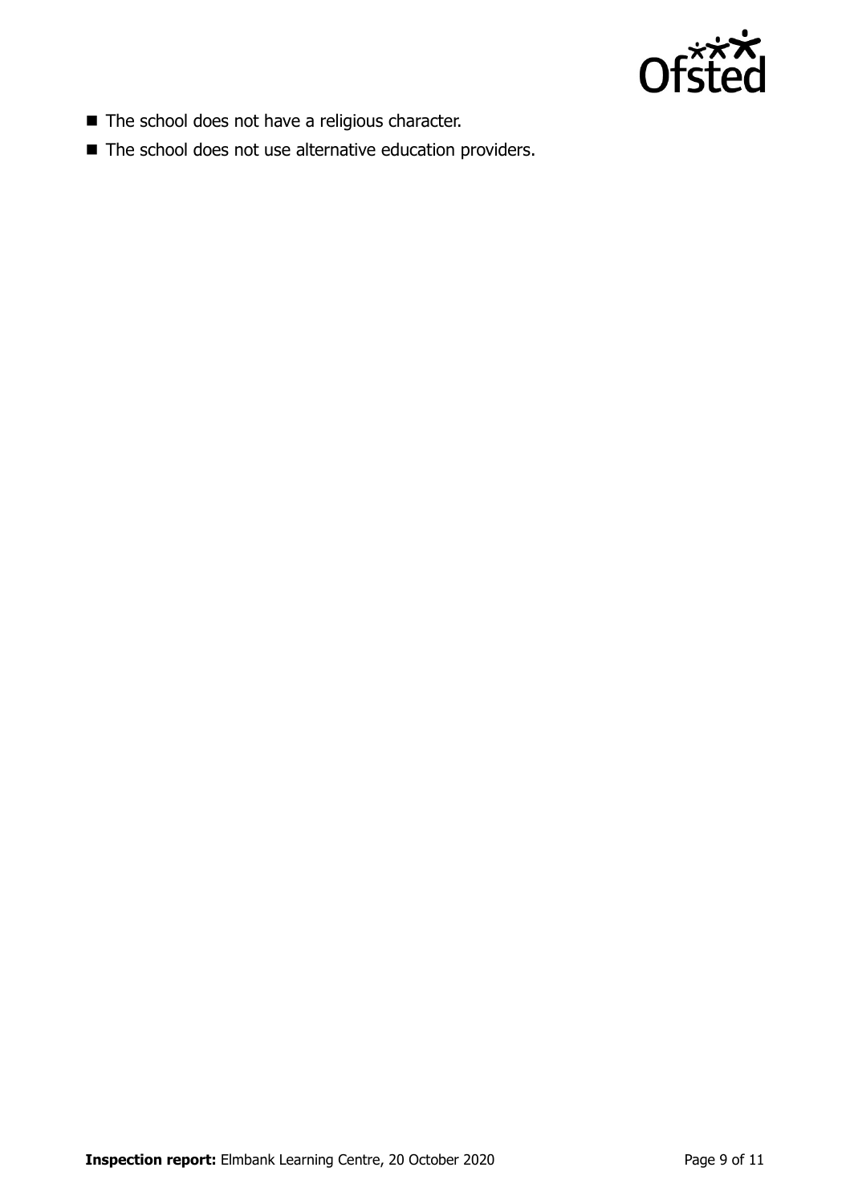- The school does not have a religious character.
- The school does not use alternative education providers.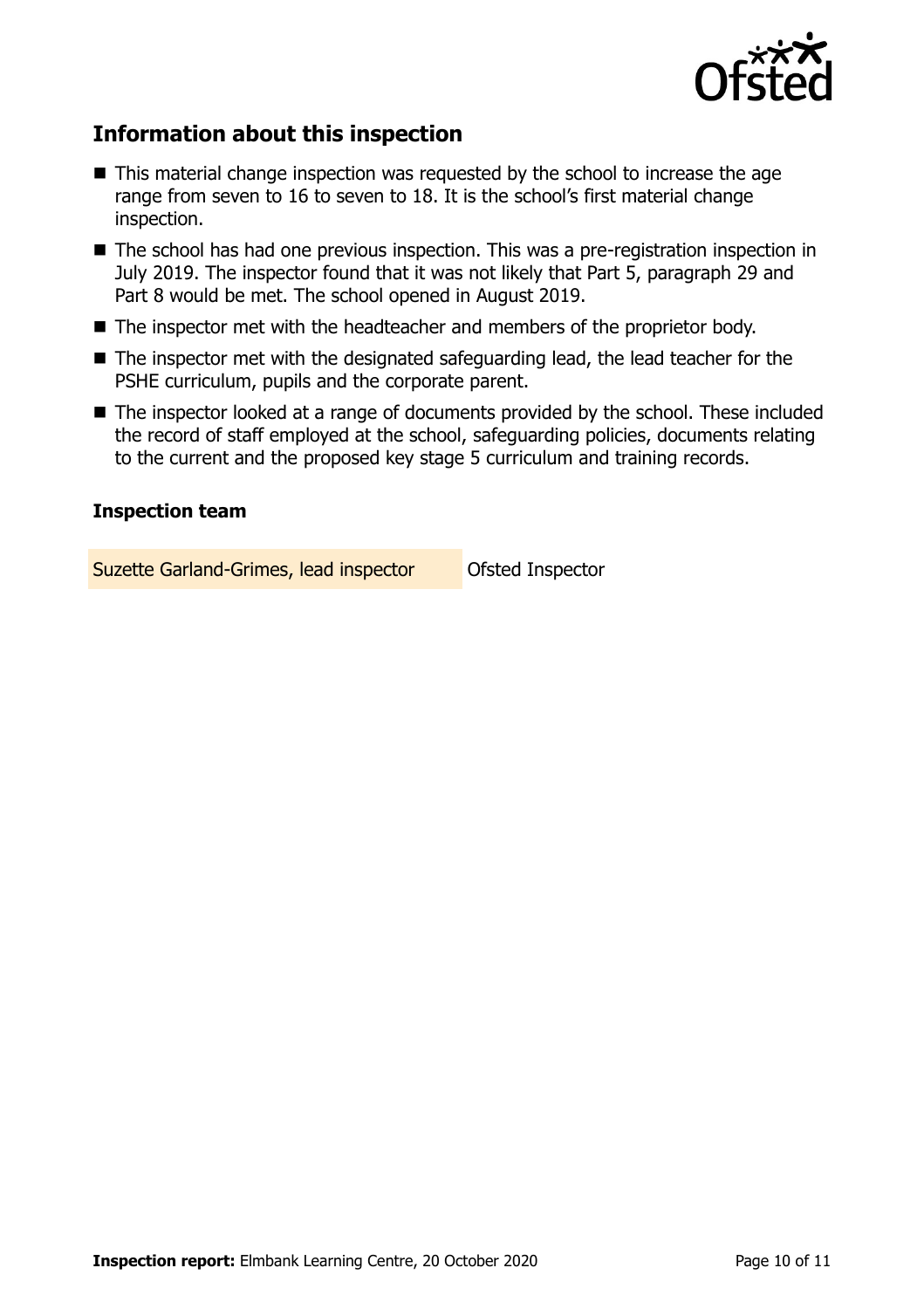## Information about this inspection

- This material change inspection was requested by the school to increase the age range from seven to 16 to seven to 18. It is the school's first material change inspection.
- The school has had one previous inspection. This was a pre-registration inspection in July 2019. The inspector found that it was not likely that Part 5, paragraph 29 and Part 8 would be met. The school opened in August 2019.
- The inspector met with the headteacher and members of the proprietor body.
- The inspector met with the designated safeguarding lead, the lead teacher for the PSHE curriculum, pupils and the corporate parent.
- The inspector looked at a range of documents provided by the school. These included the record of staff employed at the school, safeguarding policies, documents relating to the current and the proposed key stage 5 curriculum and training records.

### Inspection team

| | |
|---|---|
| Suzette Garland-Grimes, lead inspector | Ofsted Inspector |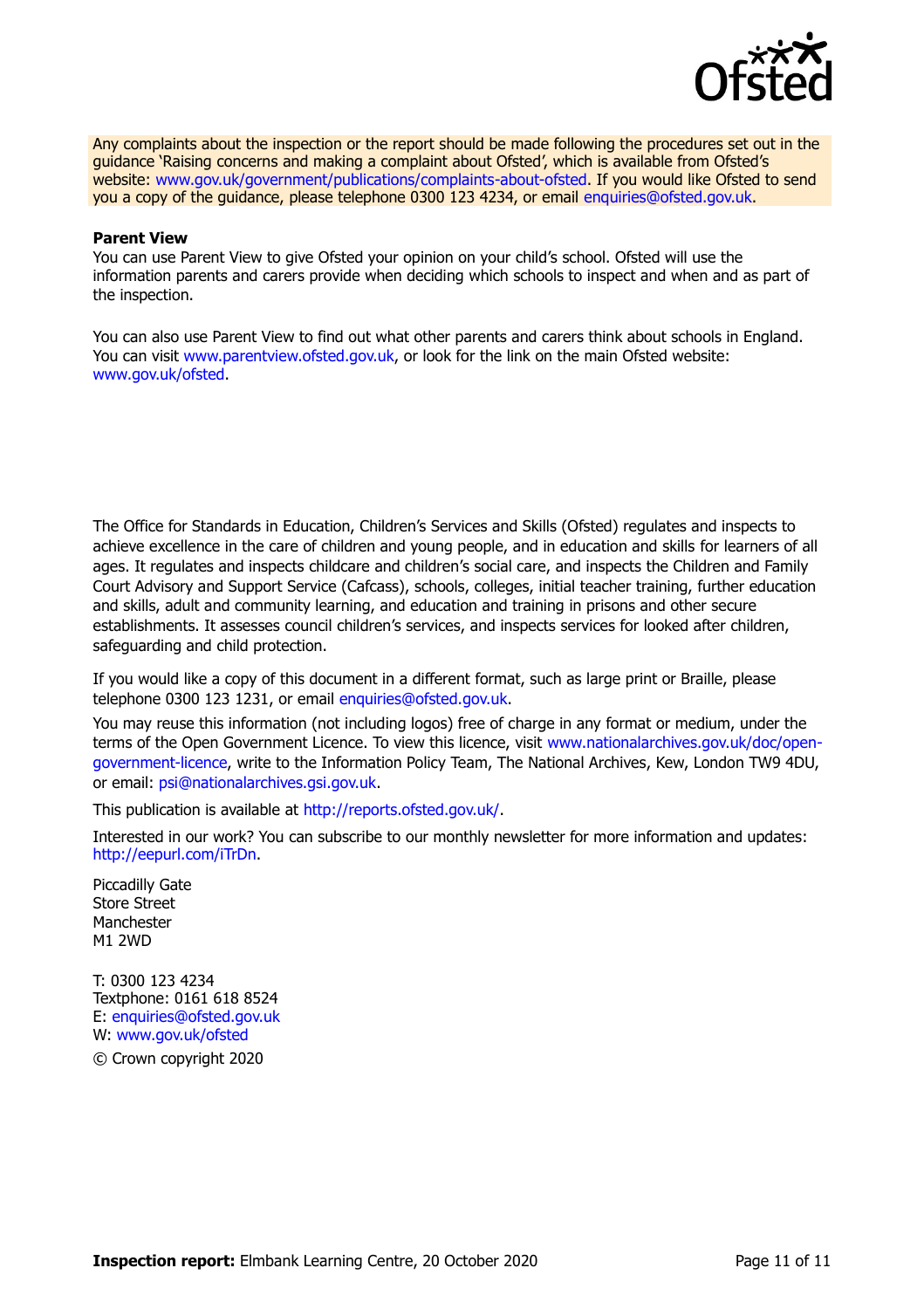Any complaints about the inspection or the report should be made following the procedures set out in the guidance 'Raising concerns and making a complaint about Ofsted', which is available from Ofsted's website: www.gov.uk/government/publications/complaints-about-ofsted. If you would like Ofsted to send you a copy of the guidance, please telephone 0300 123 4234, or email enquiries@ofsted.gov.uk.

**Parent View**

You can use Parent View to give Ofsted your opinion on your child's school. Ofsted will use the information parents and carers provide when deciding which schools to inspect and when and as part of the inspection.

You can also use Parent View to find out what other parents and carers think about schools in England. You can visit www.parentview.ofsted.gov.uk, or look for the link on the main Ofsted website: www.gov.uk/ofsted.

The Office for Standards in Education, Children's Services and Skills (Ofsted) regulates and inspects to achieve excellence in the care of children and young people, and in education and skills for learners of all ages. It regulates and inspects childcare and children's social care, and inspects the Children and Family Court Advisory and Support Service (Cafcass), schools, colleges, initial teacher training, further education and skills, adult and community learning, and education and training in prisons and other secure establishments. It assesses council children's services, and inspects services for looked after children, safeguarding and child protection.

If you would like a copy of this document in a different format, such as large print or Braille, please telephone 0300 123 1231, or email enquiries@ofsted.gov.uk.

You may reuse this information (not including logos) free of charge in any format or medium, under the terms of the Open Government Licence. To view this licence, visit www.nationalarchives.gov.uk/doc/open-government-licence, write to the Information Policy Team, The National Archives, Kew, London TW9 4DU, or email: psi@nationalarchives.gsi.gov.uk.

This publication is available at http://reports.ofsted.gov.uk/.

Interested in our work? You can subscribe to our monthly newsletter for more information and updates: http://eepurl.com/iTrDn.

Piccadilly Gate
Store Street
Manchester
M1 2WD

T: 0300 123 4234
Textphone: 0161 618 8524
E: enquiries@ofsted.gov.uk
W: www.gov.uk/ofsted

© Crown copyright 2020